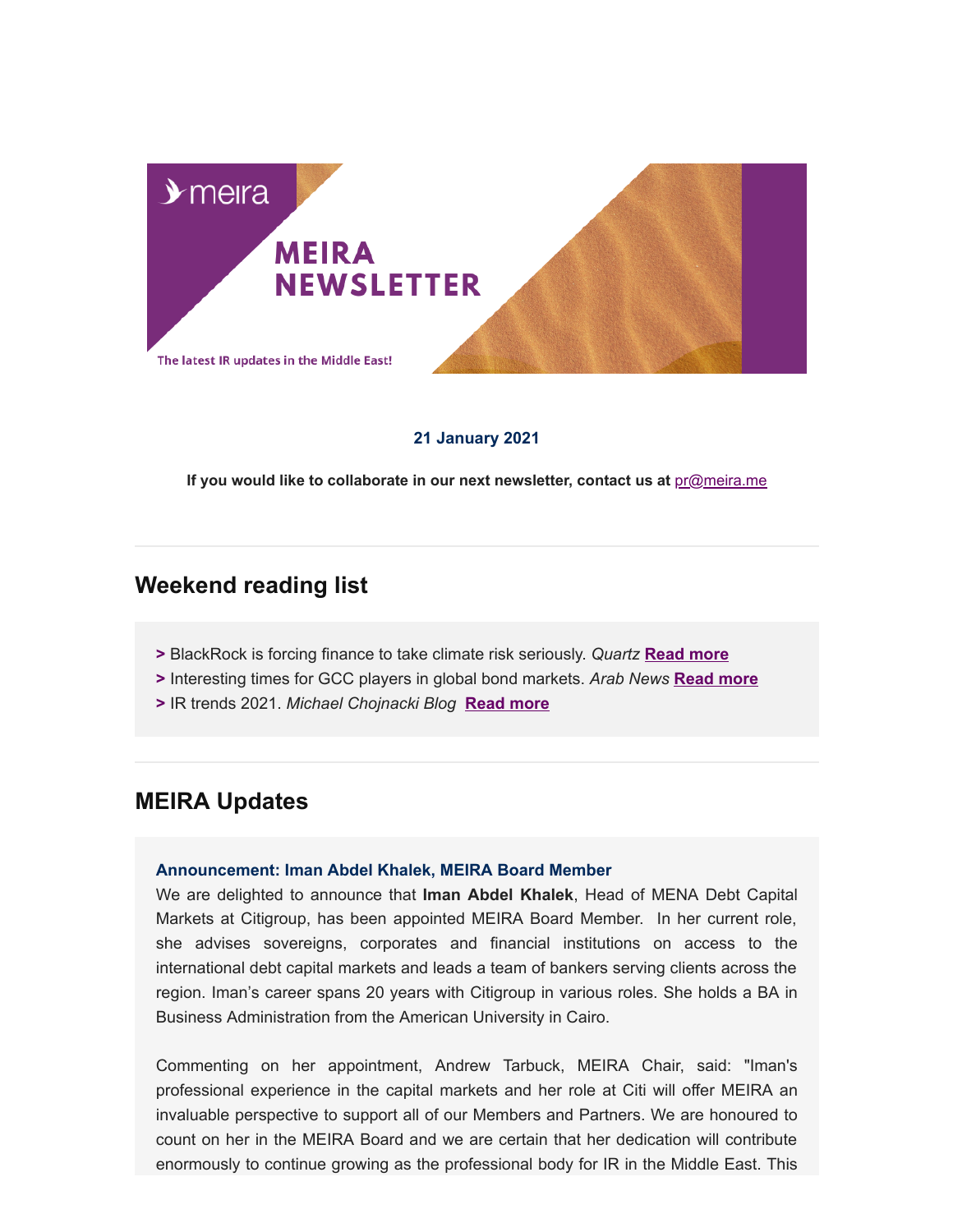# MEIRA NEWSLETTER

The latest IR updates in the Middle East!

**21 January 2021**

**If you would like to collaborate in our next newsletter, contact us at** pr@meira.me

---

## Weekend reading list

**>** BlackRock is forcing finance to take climate risk seriously. *Quartz* **Read more**
**>** Interesting times for GCC players in global bond markets. *Arab News* **Read more**
**>** IR trends 2021. *Michael Chojnacki Blog* **Read more**

---

## MEIRA Updates

### Announcement: Iman Abdel Khalek, MEIRA Board Member

We are delighted to announce that **Iman Abdel Khalek**, Head of MENA Debt Capital Markets at Citigroup, has been appointed MEIRA Board Member. In her current role, she advises sovereigns, corporates and financial institutions on access to the international debt capital markets and leads a team of bankers serving clients across the region. Iman's career spans 20 years with Citigroup in various roles. She holds a BA in Business Administration from the American University in Cairo.

Commenting on her appointment, Andrew Tarbuck, MEIRA Chair, said: "Iman's professional experience in the capital markets and her role at Citi will offer MEIRA an invaluable perspective to support all of our Members and Partners. We are honoured to count on her in the MEIRA Board and we are certain that her dedication will contribute enormously to continue growing as the professional body for IR in the Middle East. This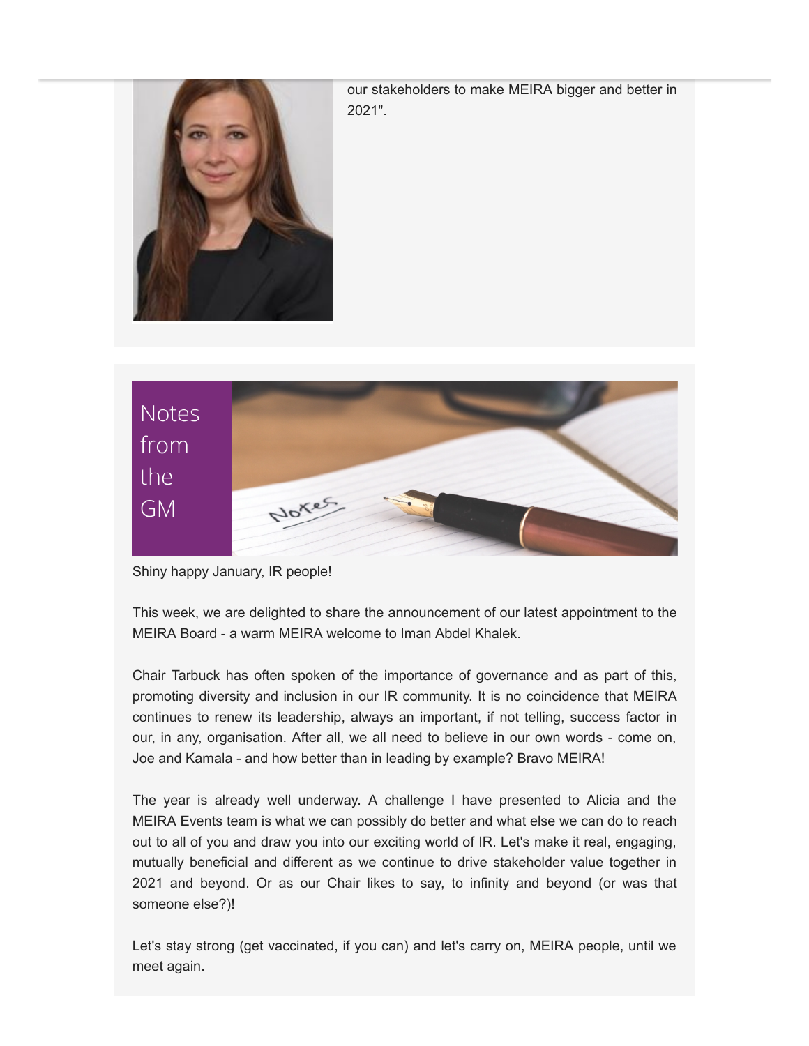our stakeholders to make MEIRA bigger and better in 2021".

## Notes from the GM

Shiny happy January, IR people!

This week, we are delighted to share the announcement of our latest appointment to the MEIRA Board - a warm MEIRA welcome to Iman Abdel Khalek.

Chair Tarbuck has often spoken of the importance of governance and as part of this, promoting diversity and inclusion in our IR community. It is no coincidence that MEIRA continues to renew its leadership, always an important, if not telling, success factor in our, in any, organisation. After all, we all need to believe in our own words - come on, Joe and Kamala - and how better than in leading by example? Bravo MEIRA!

The year is already well underway. A challenge I have presented to Alicia and the MEIRA Events team is what we can possibly do better and what else we can do to reach out to all of you and draw you into our exciting world of IR. Let's make it real, engaging, mutually beneficial and different as we continue to drive stakeholder value together in 2021 and beyond. Or as our Chair likes to say, to infinity and beyond (or was that someone else?)!

Let's stay strong (get vaccinated, if you can) and let's carry on, MEIRA people, until we meet again.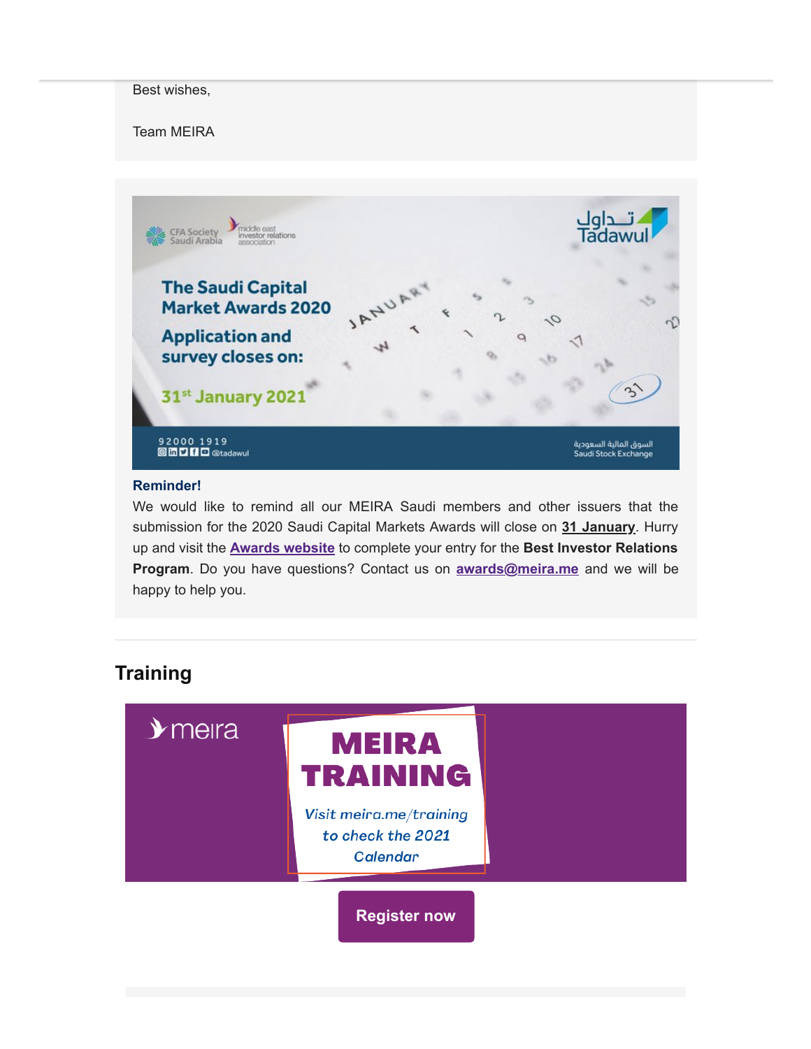Best wishes,

Team MEIRA

**Reminder!**

We would like to remind all our MEIRA Saudi members and other issuers that the submission for the 2020 Saudi Capital Markets Awards will close on **31 January**. Hurry up and visit the **Awards website** to complete your entry for the **Best Investor Relations Program**. Do you have questions? Contact us on **awards@meira.me** and we will be happy to help you.

## Training

**Register now**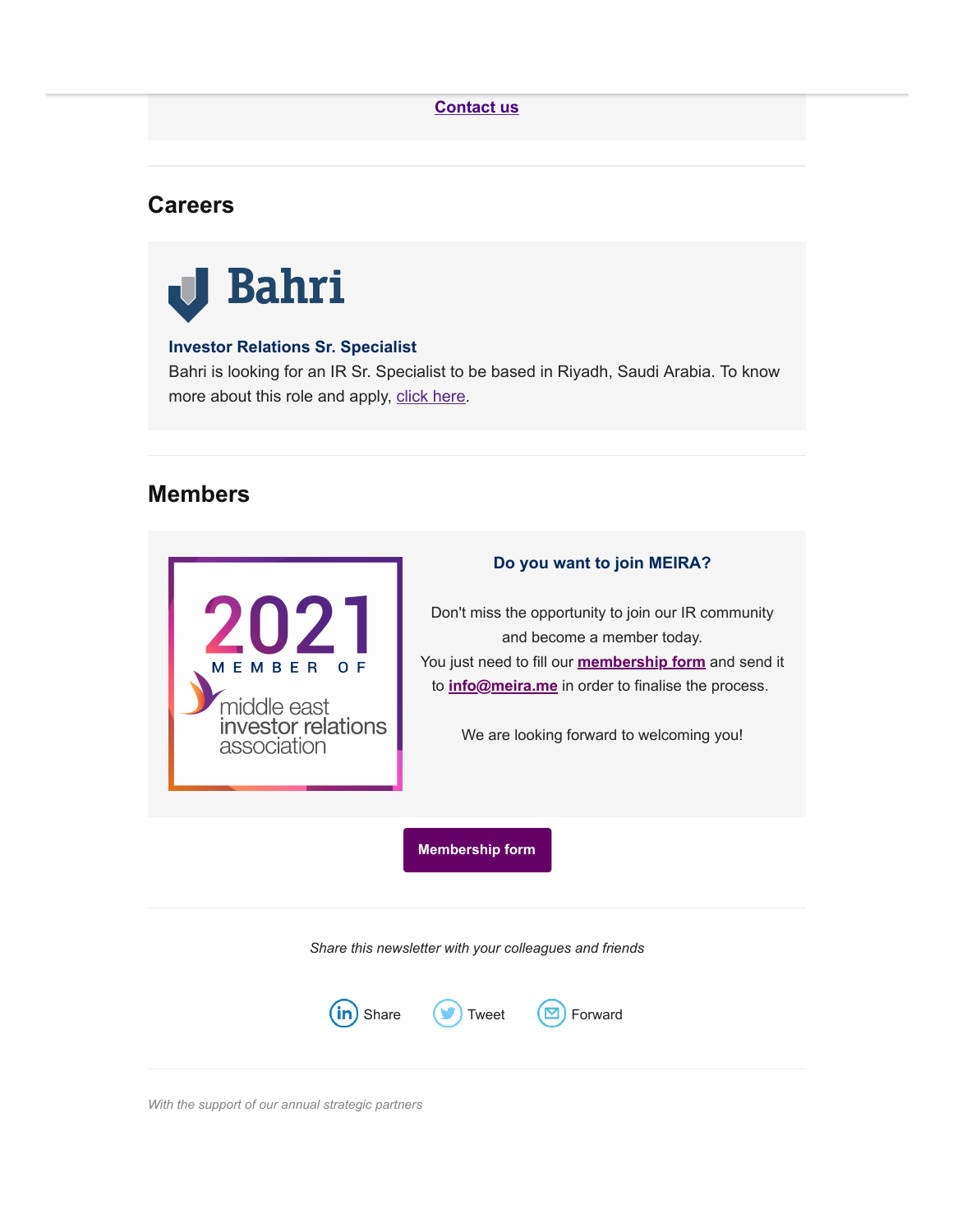**Contact us**

## Careers

Bahri

**Investor Relations Sr. Specialist**

Bahri is looking for an IR Sr. Specialist to be based in Riyadh, Saudi Arabia. To know more about this role and apply, click here.

## Members

2021 MEMBER OF middle east investor relations association

**Do you want to join MEIRA?**

Don't miss the opportunity to join our IR community and become a member today.
You just need to fill our **membership form** and send it to **info@meira.me** in order to finalise the process.

We are looking forward to welcoming you!

**Membership form**

*Share this newsletter with your colleagues and friends*

Share Tweet Forward

*With the support of our annual strategic partners*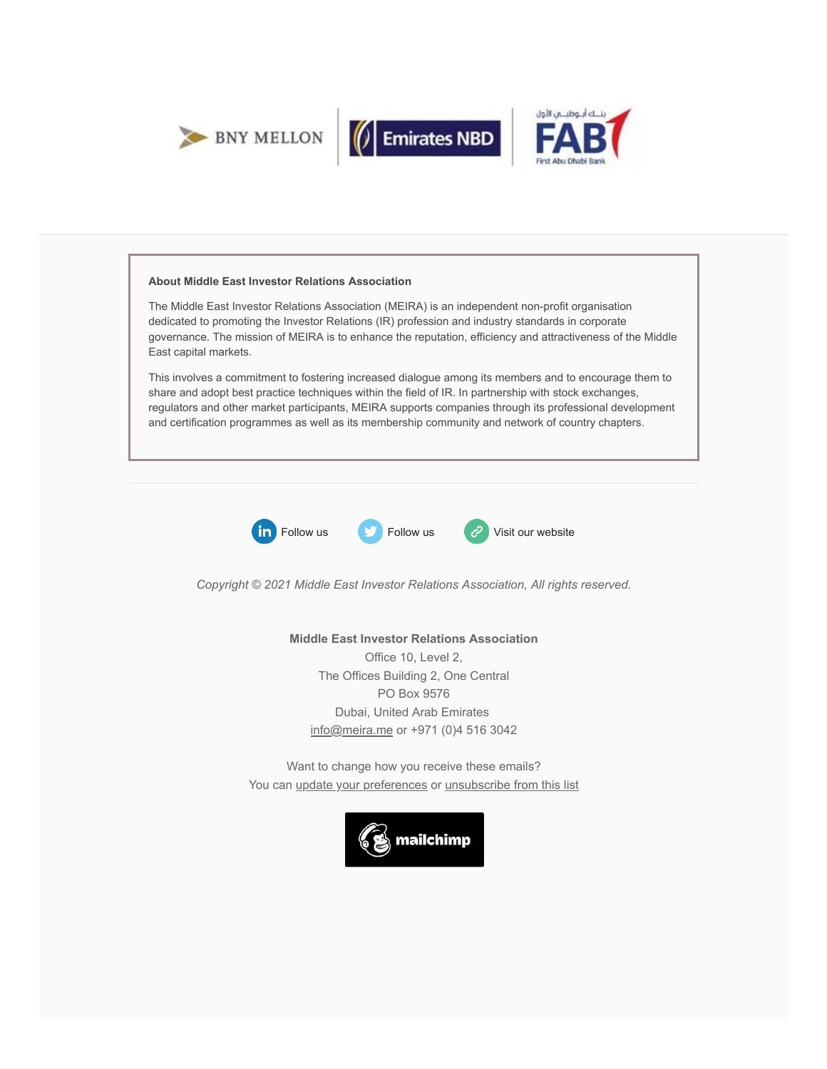BNY MELLON | Emirates NBD | FAB First Abu Dhabi Bank

**About Middle East Investor Relations Association**

The Middle East Investor Relations Association (MEIRA) is an independent non-profit organisation dedicated to promoting the Investor Relations (IR) profession and industry standards in corporate governance. The mission of MEIRA is to enhance the reputation, efficiency and attractiveness of the Middle East capital markets.

This involves a commitment to fostering increased dialogue among its members and to encourage them to share and adopt best practice techniques within the field of IR. In partnership with stock exchanges, regulators and other market participants, MEIRA supports companies through its professional development and certification programmes as well as its membership community and network of country chapters.

---

Follow us | Follow us | Visit our website

*Copyright © 2021 Middle East Investor Relations Association, All rights reserved.*

**Middle East Investor Relations Association**
Office 10, Level 2,
The Offices Building 2, One Central
PO Box 9576
Dubai, United Arab Emirates
info@meira.me or +971 (0)4 516 3042

Want to change how you receive these emails?
You can update your preferences or unsubscribe from this list

mailchimp